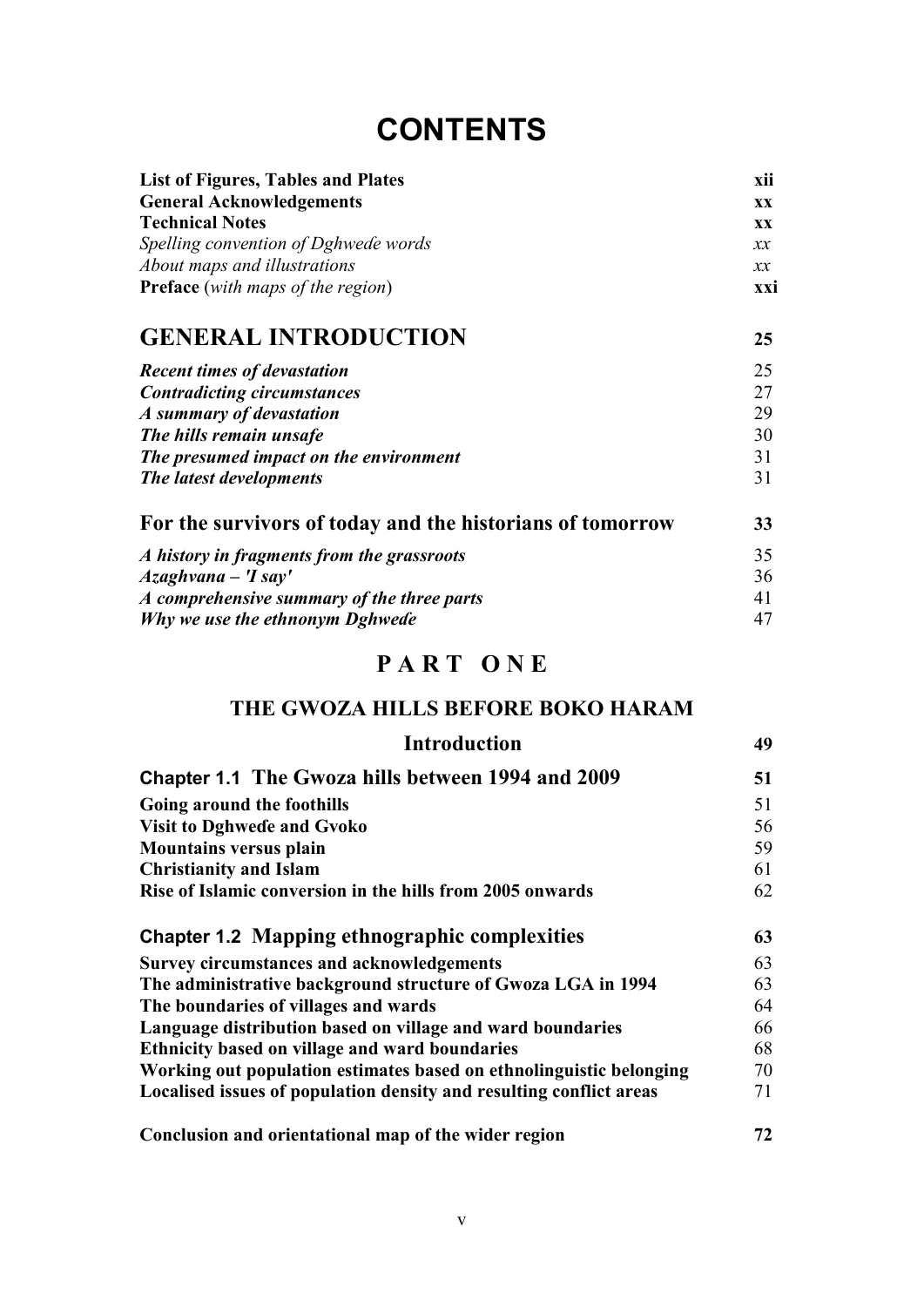# CONTENTS

| | |
|---|---|
| **List of Figures, Tables and Plates** | **xii** |
| **General Acknowledgements** | **xx** |
| **Technical Notes** | **xx** |
| *Spelling convention of Dghweɗe words* | *xx* |
| *About maps and illustrations* | *xx* |
| **Preface** (*with maps of the region*) | **xxi** |

## GENERAL INTRODUCTION — 25

| | |
|---|---|
| ***Recent times of devastation*** | 25 |
| ***Contradicting circumstances*** | 27 |
| ***A summary of devastation*** | 29 |
| ***The hills remain unsafe*** | 30 |
| ***The presumed impact on the environment*** | 31 |
| ***The latest developments*** | 31 |

## For the survivors of today and the historians of tomorrow — 33

| | |
|---|---|
| ***A history in fragments from the grassroots*** | 35 |
| ***Azaghvana – 'I say'*** | 36 |
| ***A comprehensive summary of the three parts*** | 41 |
| ***Why we use the ethnonym Dghweɗe*** | 47 |

# PART ONE

## THE GWOZA HILLS BEFORE BOKO HARAM

### Introduction — 49

### Chapter 1.1 The Gwoza hills between 1994 and 2009 — 51

| | |
|---|---|
| **Going around the foothills** | 51 |
| **Visit to Dghweɗe and Gvoko** | 56 |
| **Mountains versus plain** | 59 |
| **Christianity and Islam** | 61 |
| **Rise of Islamic conversion in the hills from 2005 onwards** | 62 |

### Chapter 1.2 Mapping ethnographic complexities — 63

| | |
|---|---|
| **Survey circumstances and acknowledgements** | 63 |
| **The administrative background structure of Gwoza LGA in 1994** | 63 |
| **The boundaries of villages and wards** | 64 |
| **Language distribution based on village and ward boundaries** | 66 |
| **Ethnicity based on village and ward boundaries** | 68 |
| **Working out population estimates based on ethnolinguistic belonging** | 70 |
| **Localised issues of population density and resulting conflict areas** | 71 |

**Conclusion and orientational map of the wider region** — **72**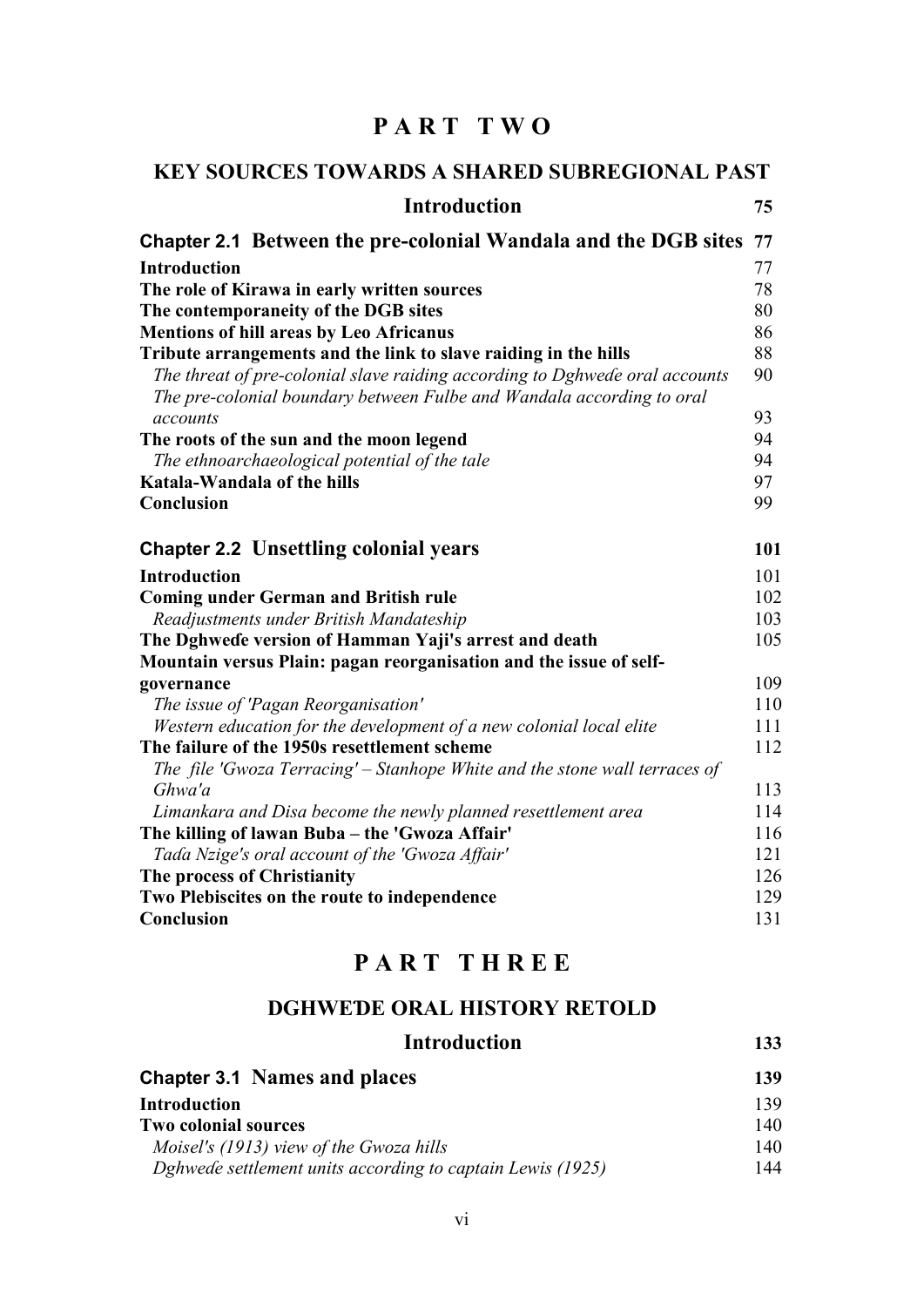# PART TWO

## KEY SOURCES TOWARDS A SHARED SUBREGIONAL PAST

| | |
|---|---|
| **Introduction** | **75** |
| **Chapter 2.1 Between the pre-colonial Wandala and the DGB sites** | **77** |
| **Introduction** | 77 |
| **The role of Kirawa in early written sources** | 78 |
| **The contemporaneity of the DGB sites** | 80 |
| **Mentions of hill areas by Leo Africanus** | 86 |
| **Tribute arrangements and the link to slave raiding in the hills** | 88 |
| *The threat of pre-colonial slave raiding according to Dghweɗe oral accounts* | 90 |
| *The pre-colonial boundary between Fulbe and Wandala according to oral accounts* | 93 |
| **The roots of the sun and the moon legend** | 94 |
| *The ethnoarchaeological potential of the tale* | 94 |
| **Katala-Wandala of the hills** | 97 |
| **Conclusion** | 99 |
| **Chapter 2.2 Unsettling colonial years** | **101** |
| **Introduction** | 101 |
| **Coming under German and British rule** | 102 |
| *Readjustments under British Mandateship* | 103 |
| **The Dghweɗe version of Hamman Yaji's arrest and death** | 105 |
| **Mountain versus Plain: pagan reorganisation and the issue of self-governance** | 109 |
| *The issue of 'Pagan Reorganisation'* | 110 |
| *Western education for the development of a new colonial local elite* | 111 |
| **The failure of the 1950s resettlement scheme** | 112 |
| *The file 'Gwoza Terracing' – Stanhope White and the stone wall terraces of Ghwa'a* | 113 |
| *Limankara and Disa become the newly planned resettlement area* | 114 |
| **The killing of lawan Buba – the 'Gwoza Affair'** | 116 |
| *Taɗa Nzige's oral account of the 'Gwoza Affair'* | 121 |
| **The process of Christianity** | 126 |
| **Two Plebiscites on the route to independence** | 129 |
| **Conclusion** | 131 |

# PART THREE

## DGHWEƊE ORAL HISTORY RETOLD

| | |
|---|---|
| **Introduction** | **133** |
| **Chapter 3.1 Names and places** | **139** |
| **Introduction** | 139 |
| **Two colonial sources** | 140 |
| *Moisel's (1913) view of the Gwoza hills* | 140 |
| *Dghweɗe settlement units according to captain Lewis (1925)* | 144 |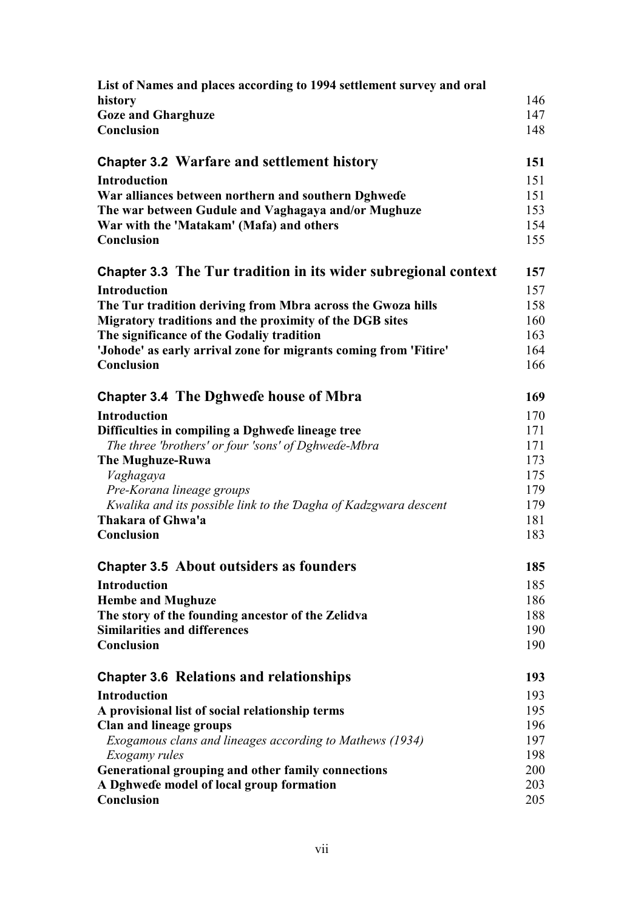**List of Names and places according to 1994 settlement survey and oral history** 146
**Goze and Gharghuze** 147
**Conclusion** 148

## Chapter 3.2 Warfare and settlement history 151

**Introduction** 151
**War alliances between northern and southern Dghweɗe** 151
**The war between Gudule and Vaghagaya and/or Mughuze** 153
**War with the 'Matakam' (Mafa) and others** 154
**Conclusion** 155

## Chapter 3.3 The Tur tradition in its wider subregional context 157

**Introduction** 157
**The Tur tradition deriving from Mbra across the Gwoza hills** 158
**Migratory traditions and the proximity of the DGB sites** 160
**The significance of the Godaliy tradition** 163
**'Johode' as early arrival zone for migrants coming from 'Fitire'** 164
**Conclusion** 166

## Chapter 3.4 The Dghweɗe house of Mbra 169

**Introduction** 170
**Difficulties in compiling a Dghweɗe lineage tree** 171
*The three 'brothers' or four 'sons' of Dghweɗe-Mbra* 171
**The Mughuze-Ruwa** 173
*Vaghagaya* 175
*Pre-Korana lineage groups* 179
*Kwalika and its possible link to the Ɗagha of Kadzgwara descent* 179
**Thakara of Ghwa'a** 181
**Conclusion** 183

## Chapter 3.5 About outsiders as founders 185

**Introduction** 185
**Hembe and Mughuze** 186
**The story of the founding ancestor of the Zelidva** 188
**Similarities and differences** 190
**Conclusion** 190

## Chapter 3.6 Relations and relationships 193

**Introduction** 193
**A provisional list of social relationship terms** 195
**Clan and lineage groups** 196
*Exogamous clans and lineages according to Mathews (1934)* 197
*Exogamy rules* 198
**Generational grouping and other family connections** 200
**A Dghweɗe model of local group formation** 203
**Conclusion** 205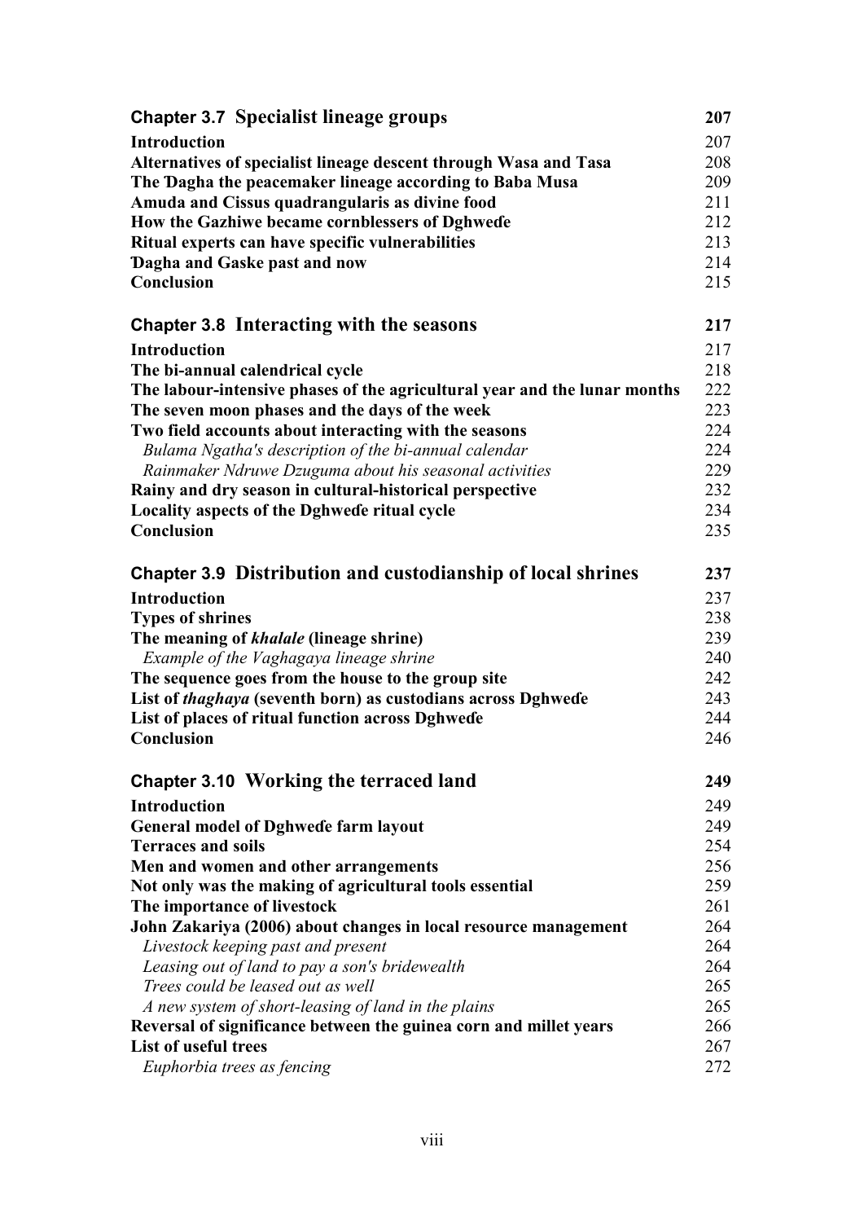| **Chapter 3.7 Specialist lineage groups** | **207** |
|---|---|
| **Introduction** | 207 |
| **Alternatives of specialist lineage descent through Wasa and Tasa** | 208 |
| **The Ɗagha the peacemaker lineage according to Baba Musa** | 209 |
| **Amuda and Cissus quadrangularis as divine food** | 211 |
| **How the Gazhiwe became cornblessers of Dghweɗe** | 212 |
| **Ritual experts can have specific vulnerabilities** | 213 |
| **Ɗagha and Gaske past and now** | 214 |
| **Conclusion** | 215 |

| **Chapter 3.8 Interacting with the seasons** | **217** |
|---|---|
| **Introduction** | 217 |
| **The bi-annual calendrical cycle** | 218 |
| **The labour-intensive phases of the agricultural year and the lunar months** | 222 |
| **The seven moon phases and the days of the week** | 223 |
| **Two field accounts about interacting with the seasons** | 224 |
| *Bulama Ngatha's description of the bi-annual calendar* | 224 |
| *Rainmaker Ndruwe Dzuguma about his seasonal activities* | 229 |
| **Rainy and dry season in cultural-historical perspective** | 232 |
| **Locality aspects of the Dghweɗe ritual cycle** | 234 |
| **Conclusion** | 235 |

| **Chapter 3.9 Distribution and custodianship of local shrines** | **237** |
|---|---|
| **Introduction** | 237 |
| **Types of shrines** | 238 |
| **The meaning of *khalale* (lineage shrine)** | 239 |
| *Example of the Vaghagaya lineage shrine* | 240 |
| **The sequence goes from the house to the group site** | 242 |
| **List of *thaghaya* (seventh born) as custodians across Dghweɗe** | 243 |
| **List of places of ritual function across Dghweɗe** | 244 |
| **Conclusion** | 246 |

| **Chapter 3.10 Working the terraced land** | **249** |
|---|---|
| **Introduction** | 249 |
| **General model of Dghweɗe farm layout** | 249 |
| **Terraces and soils** | 254 |
| **Men and women and other arrangements** | 256 |
| **Not only was the making of agricultural tools essential** | 259 |
| **The importance of livestock** | 261 |
| **John Zakariya (2006) about changes in local resource management** | 264 |
| *Livestock keeping past and present* | 264 |
| *Leasing out of land to pay a son's bridewealth* | 264 |
| *Trees could be leased out as well* | 265 |
| *A new system of short-leasing of land in the plains* | 265 |
| **Reversal of significance between the guinea corn and millet years** | 266 |
| **List of useful trees** | 267 |
| *Euphorbia trees as fencing* | 272 |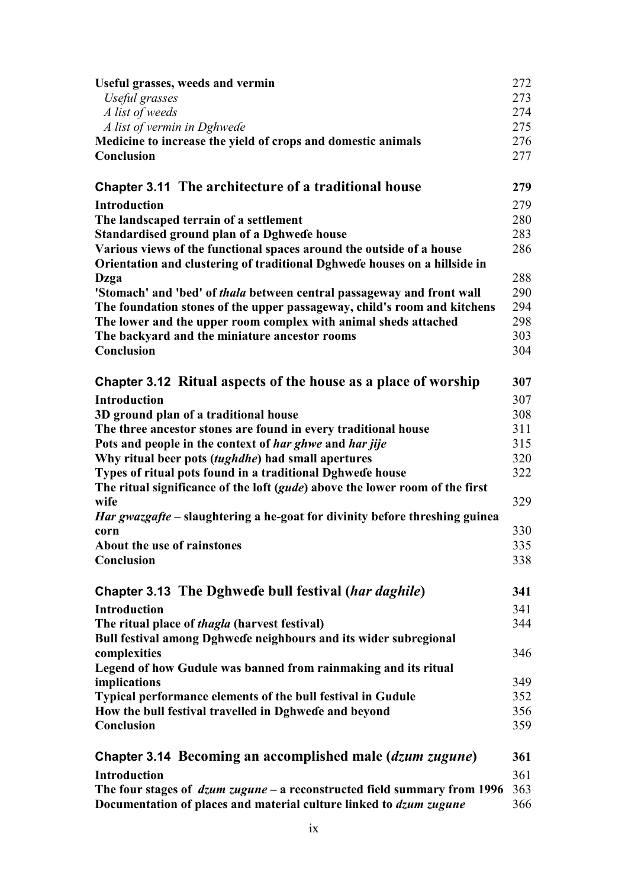| | |
|---|---|
| **Useful grasses, weeds and vermin** | 272 |
| *Useful grasses* | 273 |
| *A list of weeds* | 274 |
| *A list of vermin in Dghweɗe* | 275 |
| **Medicine to increase the yield of crops and domestic animals** | 276 |
| **Conclusion** | 277 |

## Chapter 3.11 The architecture of a traditional house — 279

| | |
|---|---|
| **Introduction** | 279 |
| **The landscaped terrain of a settlement** | 280 |
| **Standardised ground plan of a Dghweɗe house** | 283 |
| **Various views of the functional spaces around the outside of a house** | 286 |
| **Orientation and clustering of traditional Dghweɗe houses on a hillside in Dzga** | 288 |
| **'Stomach' and 'bed' of *thala* between central passageway and front wall** | 290 |
| **The foundation stones of the upper passageway, child's room and kitchens** | 294 |
| **The lower and the upper room complex with animal sheds attached** | 298 |
| **The backyard and the miniature ancestor rooms** | 303 |
| **Conclusion** | 304 |

## Chapter 3.12 Ritual aspects of the house as a place of worship — 307

| | |
|---|---|
| **Introduction** | 307 |
| **3D ground plan of a traditional house** | 308 |
| **The three ancestor stones are found in every traditional house** | 311 |
| **Pots and people in the context of *har ghwe* and *har jije*** | 315 |
| **Why ritual beer pots (*tughdhe*) had small apertures** | 320 |
| **Types of ritual pots found in a traditional Dghweɗe house** | 322 |
| **The ritual significance of the loft (*gude*) above the lower room of the first wife** | 329 |
| ***Har gwazgafte* – slaughtering a he-goat for divinity before threshing guinea corn** | 330 |
| **About the use of rainstones** | 335 |
| **Conclusion** | 338 |

## Chapter 3.13 The Dghweɗe bull festival (*har daghile*) — 341

| | |
|---|---|
| **Introduction** | 341 |
| **The ritual place of *thagla* (harvest festival)** | 344 |
| **Bull festival among Dghweɗe neighbours and its wider subregional complexities** | 346 |
| **Legend of how Gudule was banned from rainmaking and its ritual implications** | 349 |
| **Typical performance elements of the bull festival in Gudule** | 352 |
| **How the bull festival travelled in Dghweɗe and beyond** | 356 |
| **Conclusion** | 359 |

## Chapter 3.14 Becoming an accomplished male (*dzum zugune*) — 361

| | |
|---|---|
| **Introduction** | 361 |
| **The four stages of *dzum zugune* – a reconstructed field summary from 1996** | 363 |
| **Documentation of places and material culture linked to *dzum zugune*** | 366 |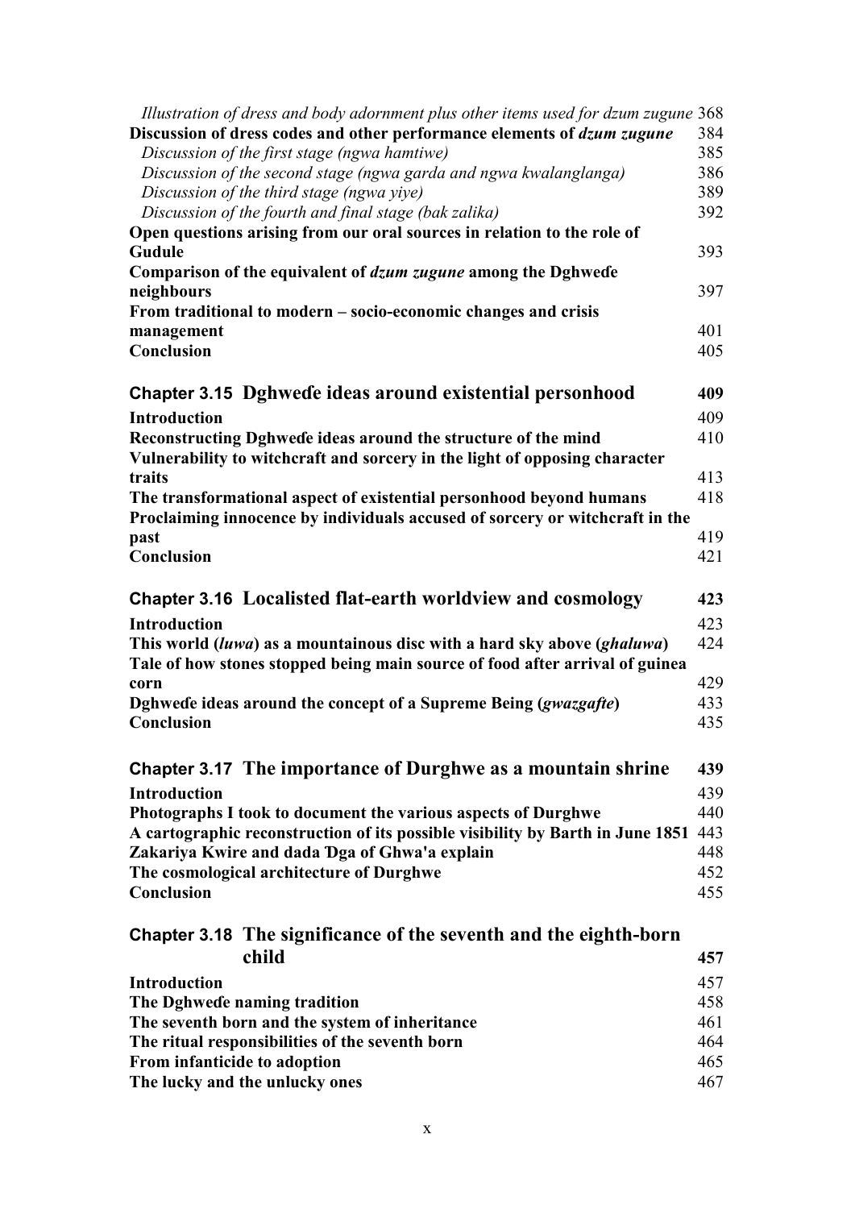*Illustration of dress and body adornment plus other items used for dzum zugune* 368
**Discussion of dress codes and other performance elements of *dzum zugune*** 384
*Discussion of the first stage (ngwa hamtiwe)* 385
*Discussion of the second stage (ngwa garda and ngwa kwalanglanga)* 386
*Discussion of the third stage (ngwa yiye)* 389
*Discussion of the fourth and final stage (bak zalika)* 392
**Open questions arising from our oral sources in relation to the role of Gudule** 393
**Comparison of the equivalent of *dzum zugune* among the Dghweɗe neighbours** 397
**From traditional to modern – socio-economic changes and crisis management** 401
**Conclusion** 405

## Chapter 3.15 Dghweɗe ideas around existential personhood 409

**Introduction** 409
**Reconstructing Dghweɗe ideas around the structure of the mind** 410
**Vulnerability to witchcraft and sorcery in the light of opposing character traits** 413
**The transformational aspect of existential personhood beyond humans** 418
**Proclaiming innocence by individuals accused of sorcery or witchcraft in the past** 419
**Conclusion** 421

## Chapter 3.16 Localisted flat-earth worldview and cosmology 423

**Introduction** 423
**This world (*luwa*) as a mountainous disc with a hard sky above (*ghaluwa*)** 424
**Tale of how stones stopped being main source of food after arrival of guinea corn** 429
**Dghweɗe ideas around the concept of a Supreme Being (*gwazgafte*)** 433
**Conclusion** 435

## Chapter 3.17 The importance of Durghwe as a mountain shrine 439

**Introduction** 439
**Photographs I took to document the various aspects of Durghwe** 440
**A cartographic reconstruction of its possible visibility by Barth in June 1851** 443
**Zakariya Kwire and dada Ɗga of Ghwa'a explain** 448
**The cosmological architecture of Durghwe** 452
**Conclusion** 455

## Chapter 3.18 The significance of the seventh and the eighth-born child 457

**Introduction** 457
**The Dghweɗe naming tradition** 458
**The seventh born and the system of inheritance** 461
**The ritual responsibilities of the seventh born** 464
**From infanticide to adoption** 465
**The lucky and the unlucky ones** 467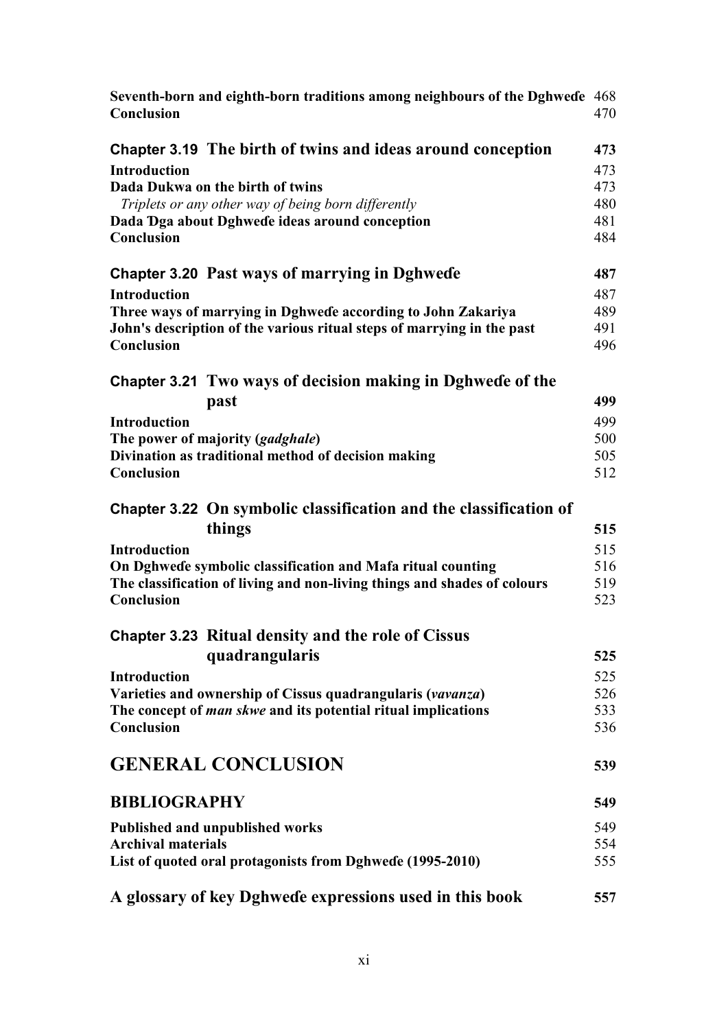**Seventh-born and eighth-born traditions among neighbours of the Dghweɗe** 468
**Conclusion** 470

## Chapter 3.19 The birth of twins and ideas around conception 473

**Introduction** 473
**Dada Dukwa on the birth of twins** 473
*Triplets or any other way of being born differently* 480
**Dada Ɗga about Dghweɗe ideas around conception** 481
**Conclusion** 484

## Chapter 3.20 Past ways of marrying in Dghweɗe 487

**Introduction** 487
**Three ways of marrying in Dghweɗe according to John Zakariya** 489
**John's description of the various ritual steps of marrying in the past** 491
**Conclusion** 496

## Chapter 3.21 Two ways of decision making in Dghweɗe of the past 499

**Introduction** 499
**The power of majority (*gadghale*)** 500
**Divination as traditional method of decision making** 505
**Conclusion** 512

## Chapter 3.22 On symbolic classification and the classification of things 515

**Introduction** 515
**On Dghweɗe symbolic classification and Mafa ritual counting** 516
**The classification of living and non-living things and shades of colours** 519
**Conclusion** 523

## Chapter 3.23 Ritual density and the role of Cissus quadrangularis 525

**Introduction** 525
**Varieties and ownership of Cissus quadrangularis (*vavanza*)** 526
**The concept of *man skwe* and its potential ritual implications** 533
**Conclusion** 536

# GENERAL CONCLUSION 539

# BIBLIOGRAPHY 549

**Published and unpublished works** 549
**Archival materials** 554
**List of quoted oral protagonists from Dghweɗe (1995-2010)** 555

# A glossary of key Dghweɗe expressions used in this book 557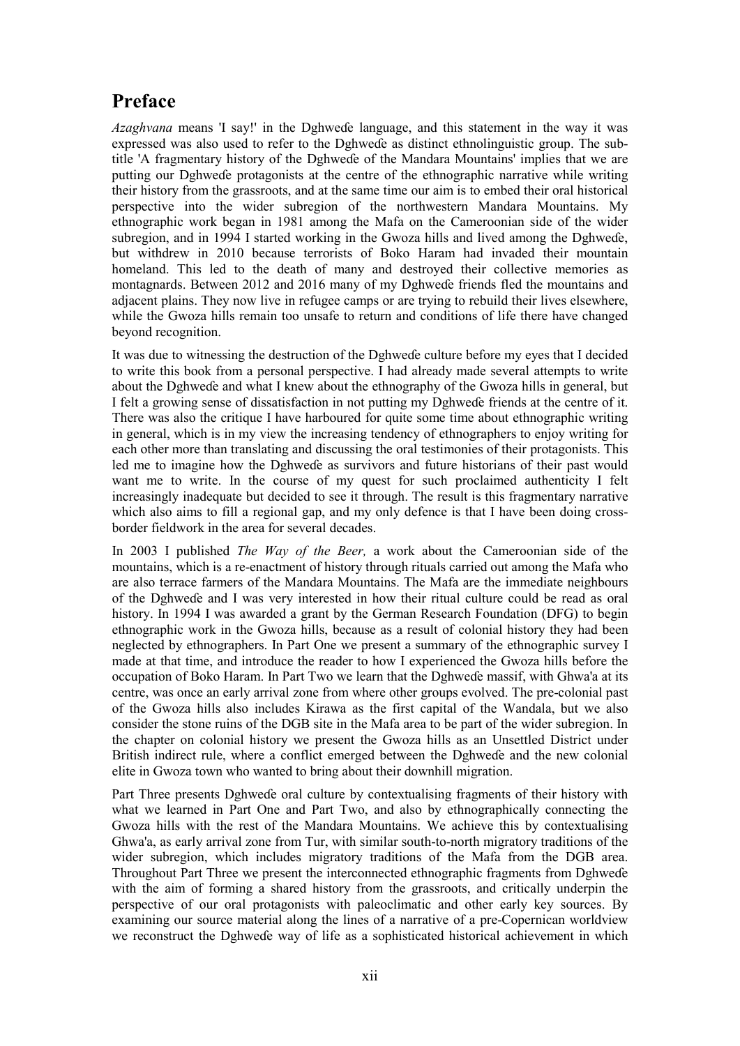## Preface

*Azaghvana* means 'I say!' in the Dghweɗe language, and this statement in the way it was expressed was also used to refer to the Dghweɗe as distinct ethnolinguistic group. The subtitle 'A fragmentary history of the Dghweɗe of the Mandara Mountains' implies that we are putting our Dghweɗe protagonists at the centre of the ethnographic narrative while writing their history from the grassroots, and at the same time our aim is to embed their oral historical perspective into the wider subregion of the northwestern Mandara Mountains. My ethnographic work began in 1981 among the Mafa on the Cameroonian side of the wider subregion, and in 1994 I started working in the Gwoza hills and lived among the Dghweɗe, but withdrew in 2010 because terrorists of Boko Haram had invaded their mountain homeland. This led to the death of many and destroyed their collective memories as montagnards. Between 2012 and 2016 many of my Dghweɗe friends fled the mountains and adjacent plains. They now live in refugee camps or are trying to rebuild their lives elsewhere, while the Gwoza hills remain too unsafe to return and conditions of life there have changed beyond recognition.

It was due to witnessing the destruction of the Dghweɗe culture before my eyes that I decided to write this book from a personal perspective. I had already made several attempts to write about the Dghweɗe and what I knew about the ethnography of the Gwoza hills in general, but I felt a growing sense of dissatisfaction in not putting my Dghweɗe friends at the centre of it. There was also the critique I have harboured for quite some time about ethnographic writing in general, which is in my view the increasing tendency of ethnographers to enjoy writing for each other more than translating and discussing the oral testimonies of their protagonists. This led me to imagine how the Dghweɗe as survivors and future historians of their past would want me to write. In the course of my quest for such proclaimed authenticity I felt increasingly inadequate but decided to see it through. The result is this fragmentary narrative which also aims to fill a regional gap, and my only defence is that I have been doing cross-border fieldwork in the area for several decades.

In 2003 I published *The Way of the Beer,* a work about the Cameroonian side of the mountains, which is a re-enactment of history through rituals carried out among the Mafa who are also terrace farmers of the Mandara Mountains. The Mafa are the immediate neighbours of the Dghweɗe and I was very interested in how their ritual culture could be read as oral history. In 1994 I was awarded a grant by the German Research Foundation (DFG) to begin ethnographic work in the Gwoza hills, because as a result of colonial history they had been neglected by ethnographers. In Part One we present a summary of the ethnographic survey I made at that time, and introduce the reader to how I experienced the Gwoza hills before the occupation of Boko Haram. In Part Two we learn that the Dghweɗe massif, with Ghwa'a at its centre, was once an early arrival zone from where other groups evolved. The pre-colonial past of the Gwoza hills also includes Kirawa as the first capital of the Wandala, but we also consider the stone ruins of the DGB site in the Mafa area to be part of the wider subregion. In the chapter on colonial history we present the Gwoza hills as an Unsettled District under British indirect rule, where a conflict emerged between the Dghweɗe and the new colonial elite in Gwoza town who wanted to bring about their downhill migration.

Part Three presents Dghweɗe oral culture by contextualising fragments of their history with what we learned in Part One and Part Two, and also by ethnographically connecting the Gwoza hills with the rest of the Mandara Mountains. We achieve this by contextualising Ghwa'a, as early arrival zone from Tur, with similar south-to-north migratory traditions of the wider subregion, which includes migratory traditions of the Mafa from the DGB area. Throughout Part Three we present the interconnected ethnographic fragments from Dghweɗe with the aim of forming a shared history from the grassroots, and critically underpin the perspective of our oral protagonists with paleoclimatic and other early key sources. By examining our source material along the lines of a narrative of a pre-Copernican worldview we reconstruct the Dghweɗe way of life as a sophisticated historical achievement in which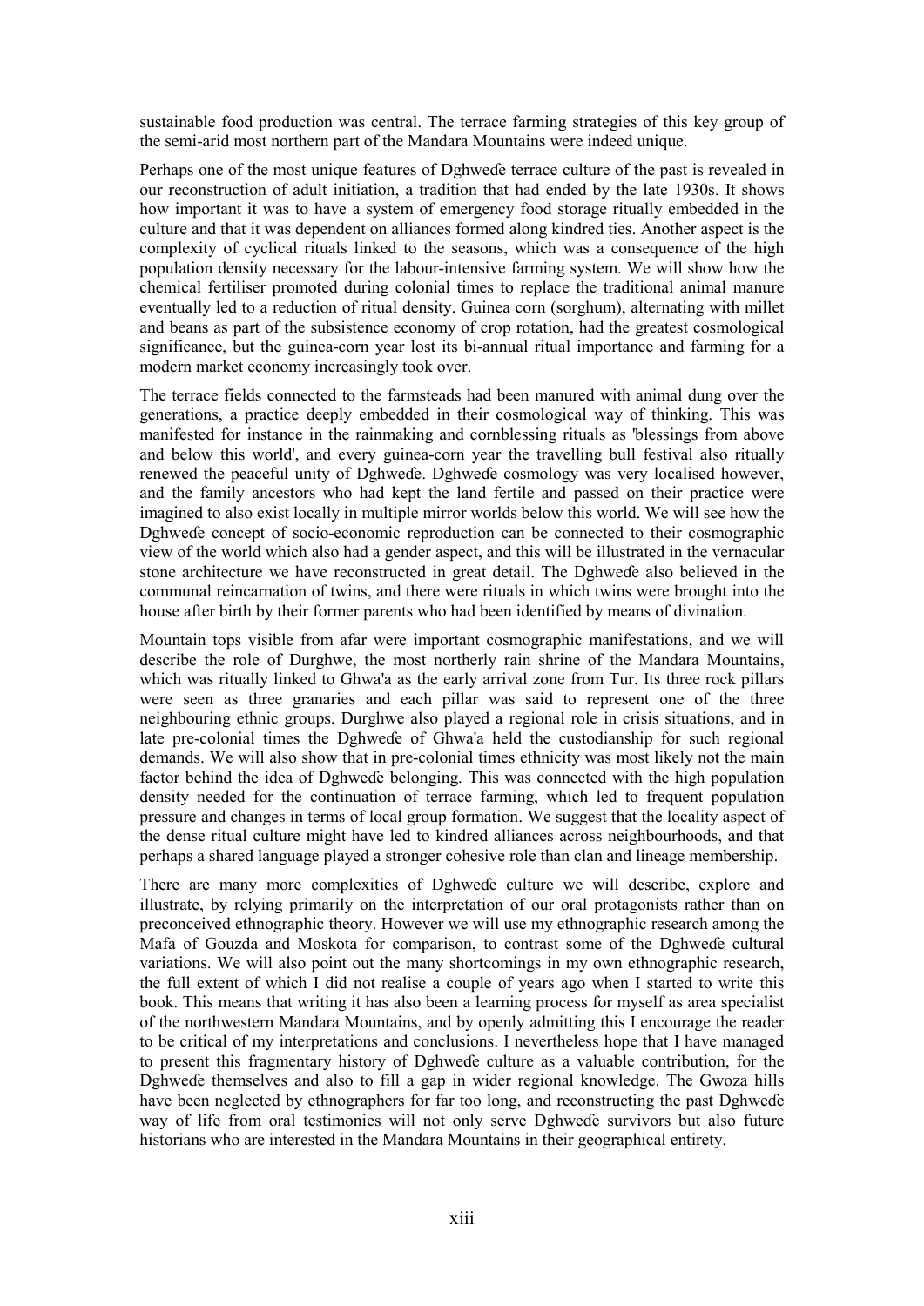sustainable food production was central. The terrace farming strategies of this key group of the semi-arid most northern part of the Mandara Mountains were indeed unique.

Perhaps one of the most unique features of Dghweɗe terrace culture of the past is revealed in our reconstruction of adult initiation, a tradition that had ended by the late 1930s. It shows how important it was to have a system of emergency food storage ritually embedded in the culture and that it was dependent on alliances formed along kindred ties. Another aspect is the complexity of cyclical rituals linked to the seasons, which was a consequence of the high population density necessary for the labour-intensive farming system. We will show how the chemical fertiliser promoted during colonial times to replace the traditional animal manure eventually led to a reduction of ritual density. Guinea corn (sorghum), alternating with millet and beans as part of the subsistence economy of crop rotation, had the greatest cosmological significance, but the guinea-corn year lost its bi-annual ritual importance and farming for a modern market economy increasingly took over.

The terrace fields connected to the farmsteads had been manured with animal dung over the generations, a practice deeply embedded in their cosmological way of thinking. This was manifested for instance in the rainmaking and cornblessing rituals as 'blessings from above and below this world', and every guinea-corn year the travelling bull festival also ritually renewed the peaceful unity of Dghweɗe. Dghweɗe cosmology was very localised however, and the family ancestors who had kept the land fertile and passed on their practice were imagined to also exist locally in multiple mirror worlds below this world. We will see how the Dghweɗe concept of socio-economic reproduction can be connected to their cosmographic view of the world which also had a gender aspect, and this will be illustrated in the vernacular stone architecture we have reconstructed in great detail. The Dghweɗe also believed in the communal reincarnation of twins, and there were rituals in which twins were brought into the house after birth by their former parents who had been identified by means of divination.

Mountain tops visible from afar were important cosmographic manifestations, and we will describe the role of Durghwe, the most northerly rain shrine of the Mandara Mountains, which was ritually linked to Ghwa'a as the early arrival zone from Tur. Its three rock pillars were seen as three granaries and each pillar was said to represent one of the three neighbouring ethnic groups. Durghwe also played a regional role in crisis situations, and in late pre-colonial times the Dghweɗe of Ghwa'a held the custodianship for such regional demands. We will also show that in pre-colonial times ethnicity was most likely not the main factor behind the idea of Dghweɗe belonging. This was connected with the high population density needed for the continuation of terrace farming, which led to frequent population pressure and changes in terms of local group formation. We suggest that the locality aspect of the dense ritual culture might have led to kindred alliances across neighbourhoods, and that perhaps a shared language played a stronger cohesive role than clan and lineage membership.

There are many more complexities of Dghweɗe culture we will describe, explore and illustrate, by relying primarily on the interpretation of our oral protagonists rather than on preconceived ethnographic theory. However we will use my ethnographic research among the Mafa of Gouzda and Moskota for comparison, to contrast some of the Dghweɗe cultural variations. We will also point out the many shortcomings in my own ethnographic research, the full extent of which I did not realise a couple of years ago when I started to write this book. This means that writing it has also been a learning process for myself as area specialist of the northwestern Mandara Mountains, and by openly admitting this I encourage the reader to be critical of my interpretations and conclusions. I nevertheless hope that I have managed to present this fragmentary history of Dghweɗe culture as a valuable contribution, for the Dghweɗe themselves and also to fill a gap in wider regional knowledge. The Gwoza hills have been neglected by ethnographers for far too long, and reconstructing the past Dghweɗe way of life from oral testimonies will not only serve Dghweɗe survivors but also future historians who are interested in the Mandara Mountains in their geographical entirety.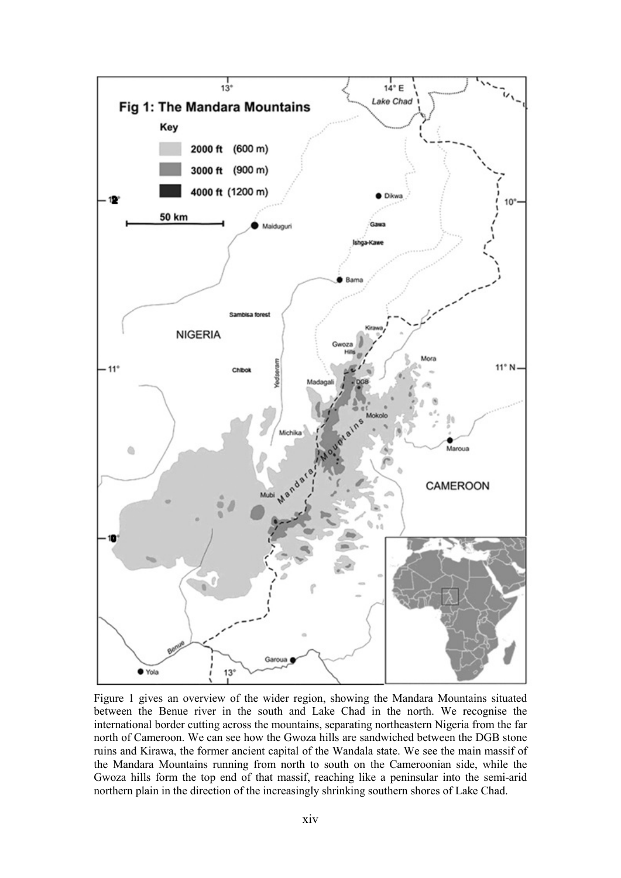Figure 1 gives an overview of the wider region, showing the Mandara Mountains situated between the Benue river in the south and Lake Chad in the north. We recognise the international border cutting across the mountains, separating northeastern Nigeria from the far north of Cameroon. We can see how the Gwoza hills are sandwiched between the DGB stone ruins and Kirawa, the former ancient capital of the Wandala state. We see the main massif of the Mandara Mountains running from north to south on the Cameroonian side, while the Gwoza hills form the top end of that massif, reaching like a peninsular into the semi-arid northern plain in the direction of the increasingly shrinking southern shores of Lake Chad.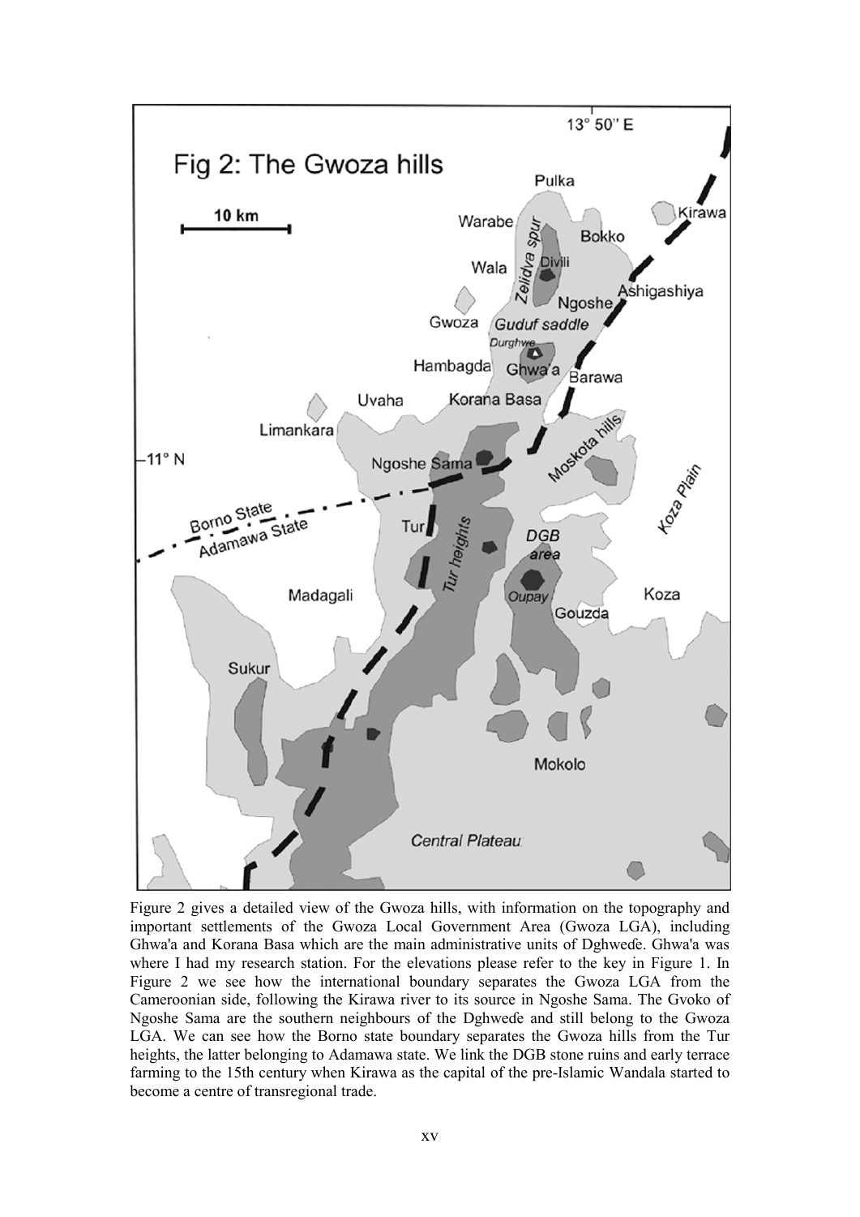Fig 2: The Gwoza hills

13° 50'' E

10 km

Pulka
Warabe
Kirawa
Zelidva spur
Bokko
Wala
Divili
Ngoshe
Ashigashiya
Gwoza
Guduf saddle
Durghwe
Hambagda
Ghwa'a
Barawa
Uvaha
Korana Basa
Limankara
Moskota hills
11° N
Ngoshe Sama
Koza Plain
Borno State
Adamawa State
Tur
Tur heights
DGB area
Madagali
Oupay
Koza
Gouzda
Sukur
Mokolo
Central Plateau

Figure 2 gives a detailed view of the Gwoza hills, with information on the topography and important settlements of the Gwoza Local Government Area (Gwoza LGA), including Ghwa'a and Korana Basa which are the main administrative units of Dghweɗe. Ghwa'a was where I had my research station. For the elevations please refer to the key in Figure 1. In Figure 2 we see how the international boundary separates the Gwoza LGA from the Cameroonian side, following the Kirawa river to its source in Ngoshe Sama. The Gvoko of Ngoshe Sama are the southern neighbours of the Dghweɗe and still belong to the Gwoza LGA. We can see how the Borno state boundary separates the Gwoza hills from the Tur heights, the latter belonging to Adamawa state. We link the DGB stone ruins and early terrace farming to the 15th century when Kirawa as the capital of the pre-Islamic Wandala started to become a centre of transregional trade.